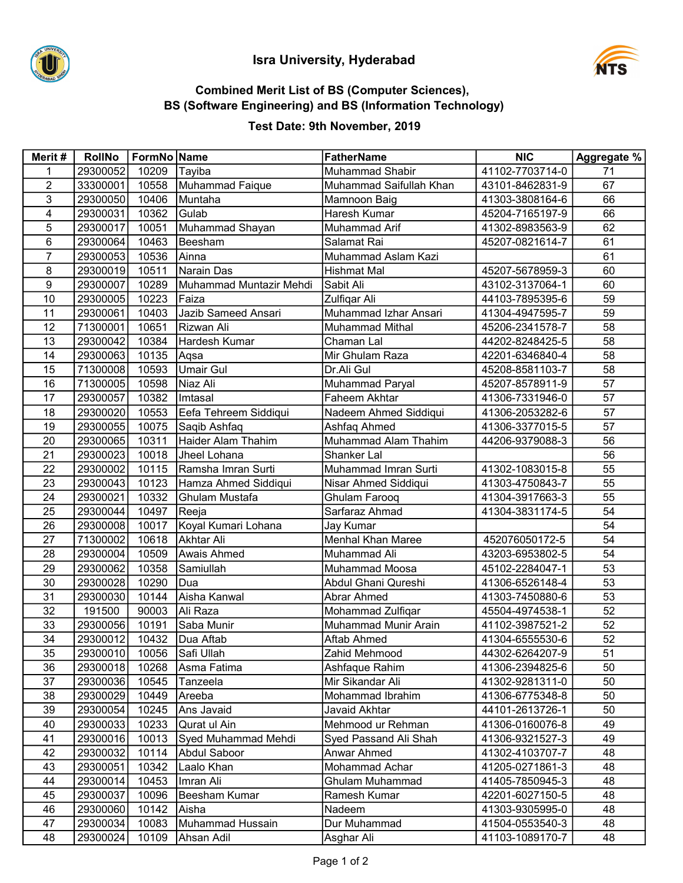# Isra University, Hyderabad

## Combined Merit List of BS (Computer Sciences), BS (Software Engineering) and BS (Information Technology)

### Test Date: 9th November, 2019

| Merit # | RollNo | FormNo | Name | FatherName | NIC | Aggregate % |
|---|---|---|---|---|---|---|
| 1 | 29300052 | 10209 | Tayiba | Muhammad Shabir | 41102-7703714-0 | 71 |
| 2 | 33300001 | 10558 | Muhammad Faique | Muhammad Saifullah Khan | 43101-8462831-9 | 67 |
| 3 | 29300050 | 10406 | Muntaha | Mamnoon Baig | 41303-3808164-6 | 66 |
| 4 | 29300031 | 10362 | Gulab | Haresh Kumar | 45204-7165197-9 | 66 |
| 5 | 29300017 | 10051 | Muhammad Shayan | Muhammad Arif | 41302-8983563-9 | 62 |
| 6 | 29300064 | 10463 | Beesham | Salamat Rai | 45207-0821614-7 | 61 |
| 7 | 29300053 | 10536 | Ainna | Muhammad Aslam Kazi | | 61 |
| 8 | 29300019 | 10511 | Narain Das | Hishmat Mal | 45207-5678959-3 | 60 |
| 9 | 29300007 | 10289 | Muhammad Muntazir Mehdi | Sabit Ali | 43102-3137064-1 | 60 |
| 10 | 29300005 | 10223 | Faiza | Zulfiqar Ali | 44103-7895395-6 | 59 |
| 11 | 29300061 | 10403 | Jazib Sameed Ansari | Muhammad Izhar Ansari | 41304-4947595-7 | 59 |
| 12 | 71300001 | 10651 | Rizwan Ali | Muhammad Mithal | 45206-2341578-7 | 58 |
| 13 | 29300042 | 10384 | Hardesh Kumar | Chaman Lal | 44202-8248425-5 | 58 |
| 14 | 29300063 | 10135 | Aqsa | Mir Ghulam Raza | 42201-6346840-4 | 58 |
| 15 | 71300008 | 10593 | Umair Gul | Dr.Ali Gul | 45208-8581103-7 | 58 |
| 16 | 71300005 | 10598 | Niaz Ali | Muhammad Paryal | 45207-8578911-9 | 57 |
| 17 | 29300057 | 10382 | Imtasal | Faheem Akhtar | 41306-7331946-0 | 57 |
| 18 | 29300020 | 10553 | Eefa Tehreem Siddiqui | Nadeem Ahmed Siddiqui | 41306-2053282-6 | 57 |
| 19 | 29300055 | 10075 | Saqib Ashfaq | Ashfaq Ahmed | 41306-3377015-5 | 57 |
| 20 | 29300065 | 10311 | Haider Alam Thahim | Muhammad Alam Thahim | 44206-9379088-3 | 56 |
| 21 | 29300023 | 10018 | Jheel Lohana | Shanker Lal | | 56 |
| 22 | 29300002 | 10115 | Ramsha Imran Surti | Muhammad Imran Surti | 41302-1083015-8 | 55 |
| 23 | 29300043 | 10123 | Hamza Ahmed Siddiqui | Nisar Ahmed Siddiqui | 41303-4750843-7 | 55 |
| 24 | 29300021 | 10332 | Ghulam Mustafa | Ghulam Farooq | 41304-3917663-3 | 55 |
| 25 | 29300044 | 10497 | Reeja | Sarfaraz Ahmad | 41304-3831174-5 | 54 |
| 26 | 29300008 | 10017 | Koyal Kumari Lohana | Jay Kumar | | 54 |
| 27 | 71300002 | 10618 | Akhtar Ali | Menhal Khan Maree | 452076050172-5 | 54 |
| 28 | 29300004 | 10509 | Awais Ahmed | Muhammad Ali | 43203-6953802-5 | 54 |
| 29 | 29300062 | 10358 | Samiullah | Muhammad Moosa | 45102-2284047-1 | 53 |
| 30 | 29300028 | 10290 | Dua | Abdul Ghani Qureshi | 41306-6526148-4 | 53 |
| 31 | 29300030 | 10144 | Aisha Kanwal | Abrar Ahmed | 41303-7450880-6 | 53 |
| 32 | 191500 | 90003 | Ali Raza | Mohammad Zulfiqar | 45504-4974538-1 | 52 |
| 33 | 29300056 | 10191 | Saba Munir | Muhammad Munir Arain | 41102-3987521-2 | 52 |
| 34 | 29300012 | 10432 | Dua Aftab | Aftab Ahmed | 41304-6555530-6 | 52 |
| 35 | 29300010 | 10056 | Safi Ullah | Zahid Mehmood | 44302-6264207-9 | 51 |
| 36 | 29300018 | 10268 | Asma Fatima | Ashfaque Rahim | 41306-2394825-6 | 50 |
| 37 | 29300036 | 10545 | Tanzeela | Mir Sikandar Ali | 41302-9281311-0 | 50 |
| 38 | 29300029 | 10449 | Areeba | Mohammad Ibrahim | 41306-6775348-8 | 50 |
| 39 | 29300054 | 10245 | Ans Javaid | Javaid Akhtar | 44101-2613726-1 | 50 |
| 40 | 29300033 | 10233 | Qurat ul Ain | Mehmood ur Rehman | 41306-0160076-8 | 49 |
| 41 | 29300016 | 10013 | Syed Muhammad Mehdi | Syed Passand Ali Shah | 41306-9321527-3 | 49 |
| 42 | 29300032 | 10114 | Abdul Saboor | Anwar Ahmed | 41302-4103707-7 | 48 |
| 43 | 29300051 | 10342 | Laalo Khan | Mohammad Achar | 41205-0271861-3 | 48 |
| 44 | 29300014 | 10453 | Imran Ali | Ghulam Muhammad | 41405-7850945-3 | 48 |
| 45 | 29300037 | 10096 | Beesham Kumar | Ramesh Kumar | 42201-6027150-5 | 48 |
| 46 | 29300060 | 10142 | Aisha | Nadeem | 41303-9305995-0 | 48 |
| 47 | 29300034 | 10083 | Muhammad Hussain | Dur Muhammad | 41504-0553540-3 | 48 |
| 48 | 29300024 | 10109 | Ahsan Adil | Asghar Ali | 41103-1089170-7 | 48 |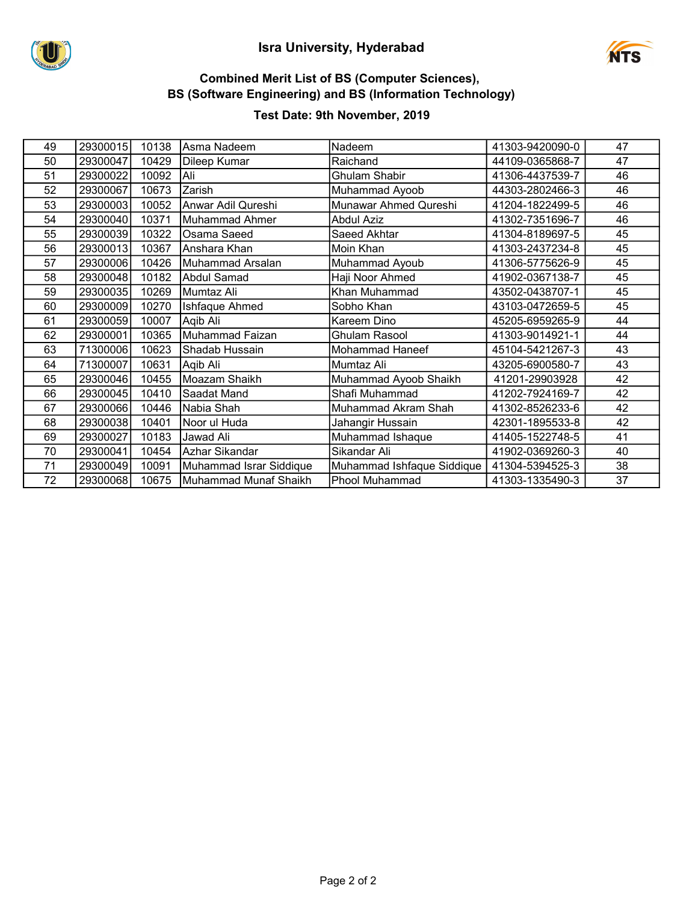## Isra University, Hyderabad

### Combined Merit List of BS (Computer Sciences), BS (Software Engineering) and BS (Information Technology)

### Test Date: 9th November, 2019

| | | | | | | |
|---|---|---|---|---|---|---|
| 49 | 29300015 | 10138 | Asma Nadeem | Nadeem | 41303-9420090-0 | 47 |
| 50 | 29300047 | 10429 | Dileep Kumar | Raichand | 44109-0365868-7 | 47 |
| 51 | 29300022 | 10092 | Ali | Ghulam Shabir | 41306-4437539-7 | 46 |
| 52 | 29300067 | 10673 | Zarish | Muhammad Ayoob | 44303-2802466-3 | 46 |
| 53 | 29300003 | 10052 | Anwar Adil Qureshi | Munawar Ahmed Qureshi | 41204-1822499-5 | 46 |
| 54 | 29300040 | 10371 | Muhammad Ahmer | Abdul Aziz | 41302-7351696-7 | 46 |
| 55 | 29300039 | 10322 | Osama Saeed | Saeed Akhtar | 41304-8189697-5 | 45 |
| 56 | 29300013 | 10367 | Anshara Khan | Moin Khan | 41303-2437234-8 | 45 |
| 57 | 29300006 | 10426 | Muhammad Arsalan | Muhammad Ayoub | 41306-5775626-9 | 45 |
| 58 | 29300048 | 10182 | Abdul Samad | Haji Noor Ahmed | 41902-0367138-7 | 45 |
| 59 | 29300035 | 10269 | Mumtaz Ali | Khan Muhammad | 43502-0438707-1 | 45 |
| 60 | 29300009 | 10270 | Ishfaque Ahmed | Sobho Khan | 43103-0472659-5 | 45 |
| 61 | 29300059 | 10007 | Aqib Ali | Kareem Dino | 45205-6959265-9 | 44 |
| 62 | 29300001 | 10365 | Muhammad Faizan | Ghulam Rasool | 41303-9014921-1 | 44 |
| 63 | 71300006 | 10623 | Shadab Hussain | Mohammad Haneef | 45104-5421267-3 | 43 |
| 64 | 71300007 | 10631 | Aqib Ali | Mumtaz Ali | 43205-6900580-7 | 43 |
| 65 | 29300046 | 10455 | Moazam Shaikh | Muhammad Ayoob Shaikh | 41201-29903928 | 42 |
| 66 | 29300045 | 10410 | Saadat Mand | Shafi Muhammad | 41202-7924169-7 | 42 |
| 67 | 29300066 | 10446 | Nabia Shah | Muhammad Akram Shah | 41302-8526233-6 | 42 |
| 68 | 29300038 | 10401 | Noor ul Huda | Jahangir Hussain | 42301-1895533-8 | 42 |
| 69 | 29300027 | 10183 | Jawad Ali | Muhammad Ishaque | 41405-1522748-5 | 41 |
| 70 | 29300041 | 10454 | Azhar Sikandar | Sikandar Ali | 41902-0369260-3 | 40 |
| 71 | 29300049 | 10091 | Muhammad Israr Siddique | Muhammad Ishfaque Siddique | 41304-5394525-3 | 38 |
| 72 | 29300068 | 10675 | Muhammad Munaf Shaikh | Phool Muhammad | 41303-1335490-3 | 37 |